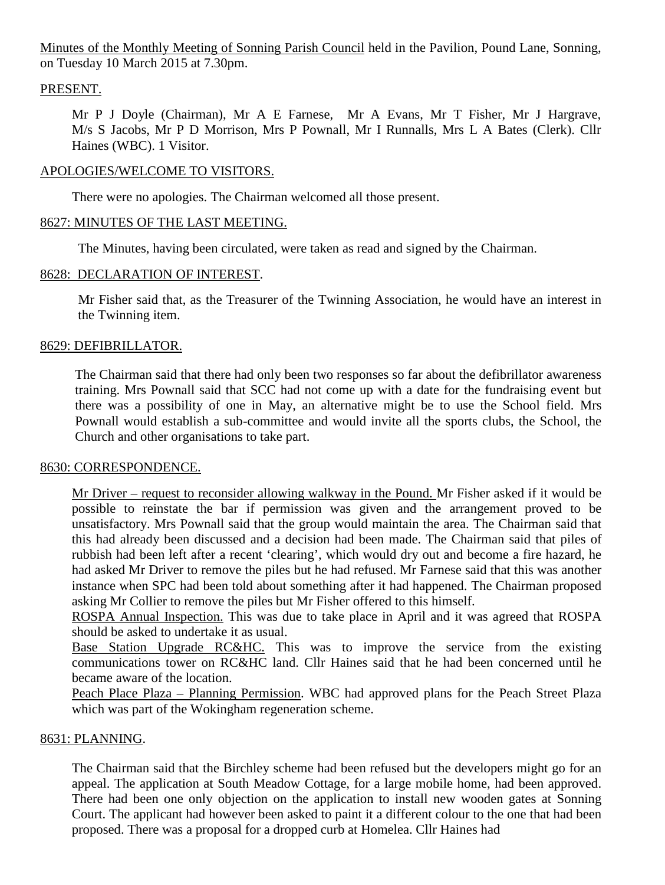Minutes of the Monthly Meeting of Sonning Parish Council held in the Pavilion, Pound Lane, Sonning, on Tuesday 10 March 2015 at 7.30pm.

## PRESENT.

Mr P J Doyle (Chairman), Mr A E Farnese, Mr A Evans, Mr T Fisher, Mr J Hargrave, M/s S Jacobs, Mr P D Morrison, Mrs P Pownall, Mr I Runnalls, Mrs L A Bates (Clerk). Cllr Haines (WBC). 1 Visitor.

## APOLOGIES/WELCOME TO VISITORS.

There were no apologies. The Chairman welcomed all those present.

## 8627: MINUTES OF THE LAST MEETING.

The Minutes, having been circulated, were taken as read and signed by the Chairman.

## 8628: DECLARATION OF INTEREST.

Mr Fisher said that, as the Treasurer of the Twinning Association, he would have an interest in the Twinning item.

## 8629: DEFIBRILLATOR.

The Chairman said that there had only been two responses so far about the defibrillator awareness training. Mrs Pownall said that SCC had not come up with a date for the fundraising event but there was a possibility of one in May, an alternative might be to use the School field. Mrs Pownall would establish a sub-committee and would invite all the sports clubs, the School, the Church and other organisations to take part.

## 8630: CORRESPONDENCE.

Mr Driver – request to reconsider allowing walkway in the Pound. Mr Fisher asked if it would be possible to reinstate the bar if permission was given and the arrangement proved to be unsatisfactory. Mrs Pownall said that the group would maintain the area. The Chairman said that this had already been discussed and a decision had been made. The Chairman said that piles of rubbish had been left after a recent 'clearing', which would dry out and become a fire hazard, he had asked Mr Driver to remove the piles but he had refused. Mr Farnese said that this was another instance when SPC had been told about something after it had happened. The Chairman proposed asking Mr Collier to remove the piles but Mr Fisher offered to this himself.

ROSPA Annual Inspection. This was due to take place in April and it was agreed that ROSPA should be asked to undertake it as usual.

Base Station Upgrade RC&HC. This was to improve the service from the existing communications tower on RC&HC land. Cllr Haines said that he had been concerned until he became aware of the location.

Peach Place Plaza – Planning Permission. WBC had approved plans for the Peach Street Plaza which was part of the Wokingham regeneration scheme.

## 8631: PLANNING.

The Chairman said that the Birchley scheme had been refused but the developers might go for an appeal. The application at South Meadow Cottage, for a large mobile home, had been approved. There had been one only objection on the application to install new wooden gates at Sonning Court. The applicant had however been asked to paint it a different colour to the one that had been proposed. There was a proposal for a dropped curb at Homelea. Cllr Haines had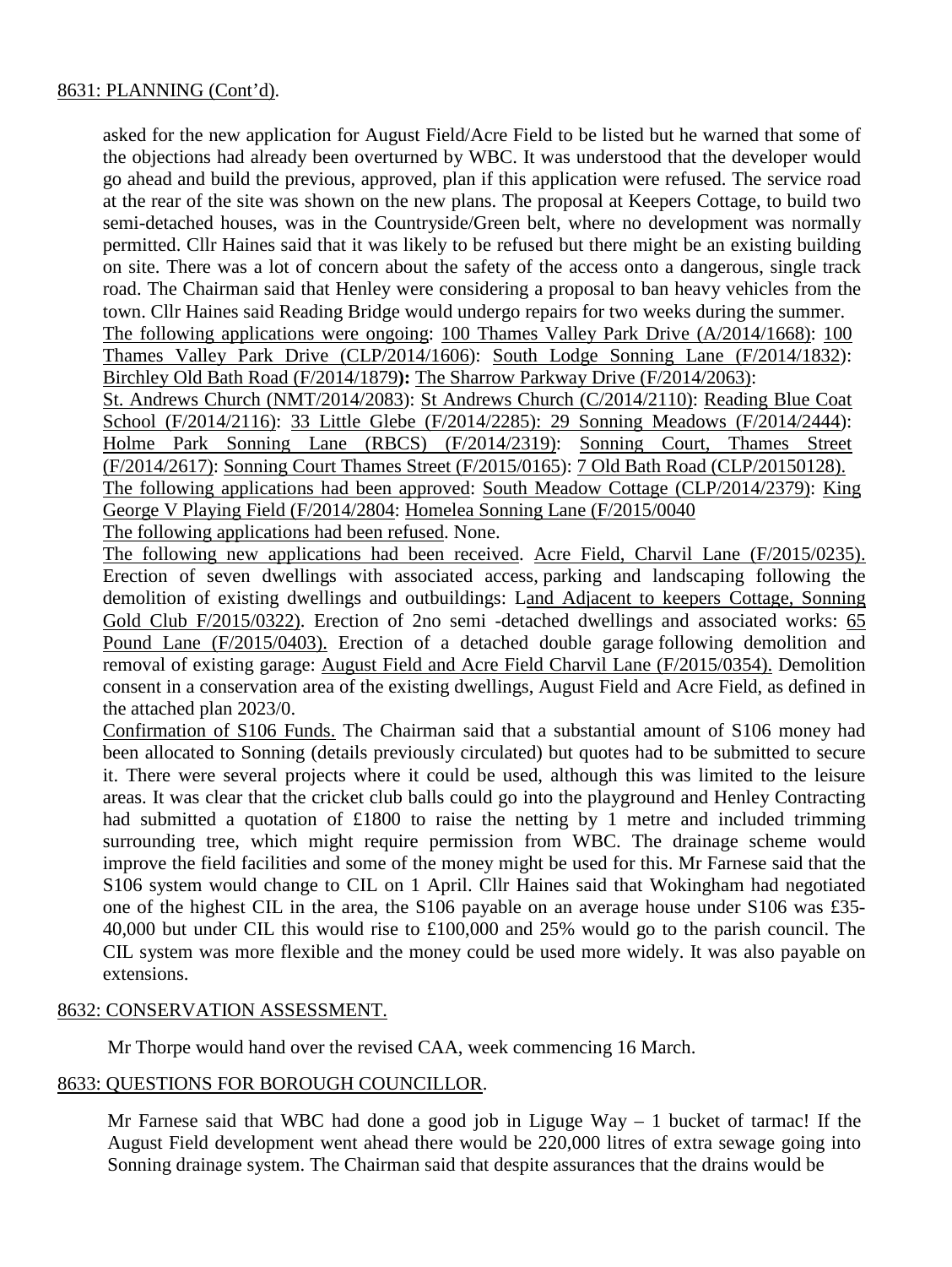8631: PLANNING (Cont'd).

asked for the new application for August Field/Acre Field to be listed but he warned that some of the objections had already been overturned by WBC. It was understood that the developer would go ahead and build the previous, approved, plan if this application were refused. The service road at the rear of the site was shown on the new plans. The proposal at Keepers Cottage, to build two semi-detached houses, was in the Countryside/Green belt, where no development was normally permitted. Cllr Haines said that it was likely to be refused but there might be an existing building on site. There was a lot of concern about the safety of the access onto a dangerous, single track road. The Chairman said that Henley were considering a proposal to ban heavy vehicles from the town. Cllr Haines said Reading Bridge would undergo repairs for two weeks during the summer.

The following applications were ongoing: 100 Thames Valley Park Drive (A/2014/1668): 100 Thames Valley Park Drive (CLP/2014/1606): South Lodge Sonning Lane (F/2014/1832): Birchley Old Bath Road (F/2014/1879**):** The Sharrow Parkway Drive (F/2014/2063): St. Andrews Church (NMT/2014/2083): St Andrews Church (C/2014/2110): Reading Blue Coat School (F/2014/2116): 33 Little Glebe (F/2014/2285): 29 Sonning Meadows (F/2014/2444): Holme Park Sonning Lane (RBCS) (F/2014/2319): Sonning Court, Thames Street (F/2014/2617): Sonning Court Thames Street (F/2015/0165): 7 Old Bath Road (CLP/20150128).

The following applications had been approved: South Meadow Cottage (CLP/2014/2379): King George V Playing Field (F/2014/2804: Homelea Sonning Lane (F/2015/0040

The following applications had been refused. None.

The following new applications had been received. Acre Field, Charvil Lane (F/2015/0235). Erection of seven dwellings with associated access, parking and landscaping following the demolition of existing dwellings and outbuildings: Land Adjacent to keepers Cottage, Sonning Gold Club F/2015/0322). Erection of 2no semi -detached dwellings and associated works: 65 Pound Lane (F/2015/0403). Erection of a detached double garage following demolition and removal of existing garage: August Field and Acre Field Charvil Lane (F/2015/0354). Demolition consent in a conservation area of the existing dwellings, August Field and Acre Field, as defined in the attached plan 2023/0.

Confirmation of S106 Funds. The Chairman said that a substantial amount of S106 money had been allocated to Sonning (details previously circulated) but quotes had to be submitted to secure it. There were several projects where it could be used, although this was limited to the leisure areas. It was clear that the cricket club balls could go into the playground and Henley Contracting had submitted a quotation of £1800 to raise the netting by 1 metre and included trimming surrounding tree, which might require permission from WBC. The drainage scheme would improve the field facilities and some of the money might be used for this. Mr Farnese said that the S106 system would change to CIL on 1 April. Cllr Haines said that Wokingham had negotiated one of the highest CIL in the area, the S106 payable on an average house under S106 was £35-40,000 but under CIL this would rise to £100,000 and 25% would go to the parish council. The CIL system was more flexible and the money could be used more widely. It was also payable on extensions.

8632: CONSERVATION ASSESSMENT.

Mr Thorpe would hand over the revised CAA, week commencing 16 March.

8633: QUESTIONS FOR BOROUGH COUNCILLOR.

Mr Farnese said that WBC had done a good job in Liguge Way – 1 bucket of tarmac! If the August Field development went ahead there would be 220,000 litres of extra sewage going into Sonning drainage system. The Chairman said that despite assurances that the drains would be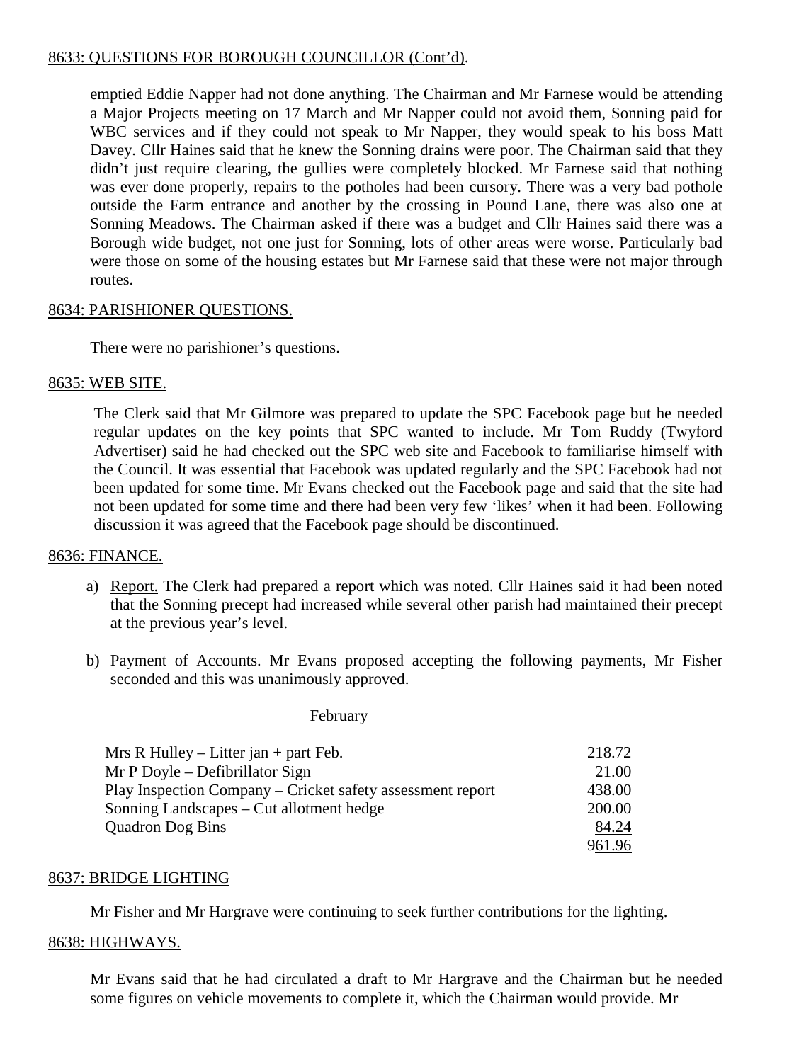8633: QUESTIONS FOR BOROUGH COUNCILLOR (Cont'd).

emptied Eddie Napper had not done anything. The Chairman and Mr Farnese would be attending a Major Projects meeting on 17 March and Mr Napper could not avoid them, Sonning paid for WBC services and if they could not speak to Mr Napper, they would speak to his boss Matt Davey. Cllr Haines said that he knew the Sonning drains were poor. The Chairman said that they didn't just require clearing, the gullies were completely blocked. Mr Farnese said that nothing was ever done properly, repairs to the potholes had been cursory. There was a very bad pothole outside the Farm entrance and another by the crossing in Pound Lane, there was also one at Sonning Meadows. The Chairman asked if there was a budget and Cllr Haines said there was a Borough wide budget, not one just for Sonning, lots of other areas were worse. Particularly bad were those on some of the housing estates but Mr Farnese said that these were not major through routes.

8634: PARISHIONER QUESTIONS.

There were no parishioner's questions.

8635: WEB SITE.

The Clerk said that Mr Gilmore was prepared to update the SPC Facebook page but he needed regular updates on the key points that SPC wanted to include. Mr Tom Ruddy (Twyford Advertiser) said he had checked out the SPC web site and Facebook to familiarise himself with the Council. It was essential that Facebook was updated regularly and the SPC Facebook had not been updated for some time. Mr Evans checked out the Facebook page and said that the site had not been updated for some time and there had been very few 'likes' when it had been. Following discussion it was agreed that the Facebook page should be discontinued.

8636: FINANCE.

a) Report. The Clerk had prepared a report which was noted. Cllr Haines said it had been noted that the Sonning precept had increased while several other parish had maintained their precept at the previous year's level.

b) Payment of Accounts. Mr Evans proposed accepting the following payments, Mr Fisher seconded and this was unanimously approved.

February

| | |
|---|---|
| Mrs R Hulley – Litter jan + part Feb. | 218.72 |
| Mr P Doyle – Defibrillator Sign | 21.00 |
| Play Inspection Company – Cricket safety assessment report | 438.00 |
| Sonning Landscapes – Cut allotment hedge | 200.00 |
| Quadron Dog Bins | 84.24 |
| | 961.96 |

8637: BRIDGE LIGHTING

Mr Fisher and Mr Hargrave were continuing to seek further contributions for the lighting.

8638: HIGHWAYS.

Mr Evans said that he had circulated a draft to Mr Hargrave and the Chairman but he needed some figures on vehicle movements to complete it, which the Chairman would provide. Mr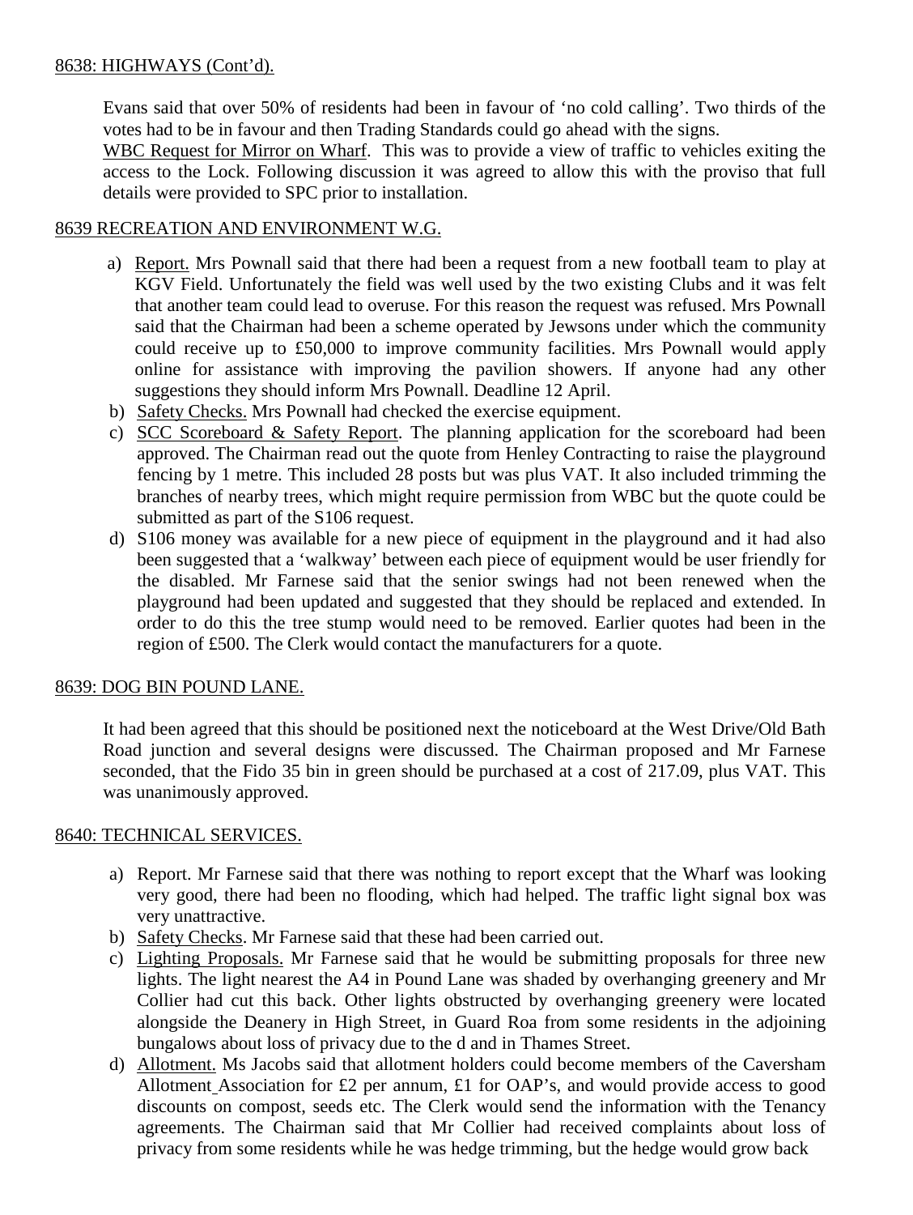8638: HIGHWAYS (Cont'd).

Evans said that over 50% of residents had been in favour of 'no cold calling'. Two thirds of the votes had to be in favour and then Trading Standards could go ahead with the signs.

WBC Request for Mirror on Wharf. This was to provide a view of traffic to vehicles exiting the access to the Lock. Following discussion it was agreed to allow this with the proviso that full details were provided to SPC prior to installation.

8639 RECREATION AND ENVIRONMENT W.G.

a) Report. Mrs Pownall said that there had been a request from a new football team to play at KGV Field. Unfortunately the field was well used by the two existing Clubs and it was felt that another team could lead to overuse. For this reason the request was refused. Mrs Pownall said that the Chairman had been a scheme operated by Jewsons under which the community could receive up to £50,000 to improve community facilities. Mrs Pownall would apply online for assistance with improving the pavilion showers. If anyone had any other suggestions they should inform Mrs Pownall. Deadline 12 April.
b) Safety Checks. Mrs Pownall had checked the exercise equipment.
c) SCC Scoreboard & Safety Report. The planning application for the scoreboard had been approved. The Chairman read out the quote from Henley Contracting to raise the playground fencing by 1 metre. This included 28 posts but was plus VAT. It also included trimming the branches of nearby trees, which might require permission from WBC but the quote could be submitted as part of the S106 request.
d) S106 money was available for a new piece of equipment in the playground and it had also been suggested that a 'walkway' between each piece of equipment would be user friendly for the disabled. Mr Farnese said that the senior swings had not been renewed when the playground had been updated and suggested that they should be replaced and extended. In order to do this the tree stump would need to be removed. Earlier quotes had been in the region of £500. The Clerk would contact the manufacturers for a quote.

8639: DOG BIN POUND LANE.

It had been agreed that this should be positioned next the noticeboard at the West Drive/Old Bath Road junction and several designs were discussed. The Chairman proposed and Mr Farnese seconded, that the Fido 35 bin in green should be purchased at a cost of 217.09, plus VAT. This was unanimously approved.

8640: TECHNICAL SERVICES.

a) Report. Mr Farnese said that there was nothing to report except that the Wharf was looking very good, there had been no flooding, which had helped. The traffic light signal box was very unattractive.
b) Safety Checks. Mr Farnese said that these had been carried out.
c) Lighting Proposals. Mr Farnese said that he would be submitting proposals for three new lights. The light nearest the A4 in Pound Lane was shaded by overhanging greenery and Mr Collier had cut this back. Other lights obstructed by overhanging greenery were located alongside the Deanery in High Street, in Guard Roa from some residents in the adjoining bungalows about loss of privacy due to the d and in Thames Street.
d) Allotment. Ms Jacobs said that allotment holders could become members of the Caversham Allotment Association for £2 per annum, £1 for OAP's, and would provide access to good discounts on compost, seeds etc. The Clerk would send the information with the Tenancy agreements. The Chairman said that Mr Collier had received complaints about loss of privacy from some residents while he was hedge trimming, but the hedge would grow back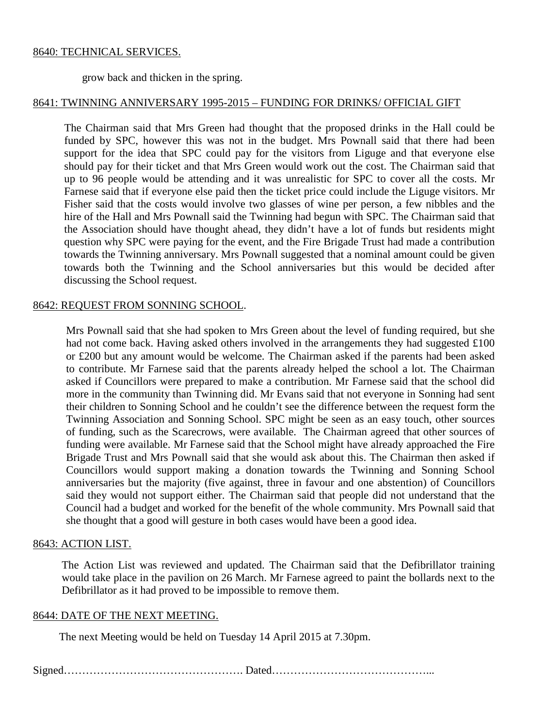8640: TECHNICAL SERVICES.

grow back and thicken in the spring.

8641: TWINNING ANNIVERSARY 1995-2015 – FUNDING FOR DRINKS/ OFFICIAL GIFT

The Chairman said that Mrs Green had thought that the proposed drinks in the Hall could be funded by SPC, however this was not in the budget. Mrs Pownall said that there had been support for the idea that SPC could pay for the visitors from Liguge and that everyone else should pay for their ticket and that Mrs Green would work out the cost. The Chairman said that up to 96 people would be attending and it was unrealistic for SPC to cover all the costs. Mr Farnese said that if everyone else paid then the ticket price could include the Liguge visitors. Mr Fisher said that the costs would involve two glasses of wine per person, a few nibbles and the hire of the Hall and Mrs Pownall said the Twinning had begun with SPC. The Chairman said that the Association should have thought ahead, they didn't have a lot of funds but residents might question why SPC were paying for the event, and the Fire Brigade Trust had made a contribution towards the Twinning anniversary. Mrs Pownall suggested that a nominal amount could be given towards both the Twinning and the School anniversaries but this would be decided after discussing the School request.

8642: REQUEST FROM SONNING SCHOOL.

Mrs Pownall said that she had spoken to Mrs Green about the level of funding required, but she had not come back. Having asked others involved in the arrangements they had suggested £100 or £200 but any amount would be welcome. The Chairman asked if the parents had been asked to contribute. Mr Farnese said that the parents already helped the school a lot. The Chairman asked if Councillors were prepared to make a contribution. Mr Farnese said that the school did more in the community than Twinning did. Mr Evans said that not everyone in Sonning had sent their children to Sonning School and he couldn't see the difference between the request form the Twinning Association and Sonning School. SPC might be seen as an easy touch, other sources of funding, such as the Scarecrows, were available. The Chairman agreed that other sources of funding were available. Mr Farnese said that the School might have already approached the Fire Brigade Trust and Mrs Pownall said that she would ask about this. The Chairman then asked if Councillors would support making a donation towards the Twinning and Sonning School anniversaries but the majority (five against, three in favour and one abstention) of Councillors said they would not support either. The Chairman said that people did not understand that the Council had a budget and worked for the benefit of the whole community. Mrs Pownall said that she thought that a good will gesture in both cases would have been a good idea.

8643: ACTION LIST.

The Action List was reviewed and updated. The Chairman said that the Defibrillator training would take place in the pavilion on 26 March. Mr Farnese agreed to paint the bollards next to the Defibrillator as it had proved to be impossible to remove them.

8644: DATE OF THE NEXT MEETING.

The next Meeting would be held on Tuesday 14 April 2015 at 7.30pm.

Signed…………………………………………. Dated……………………………………...